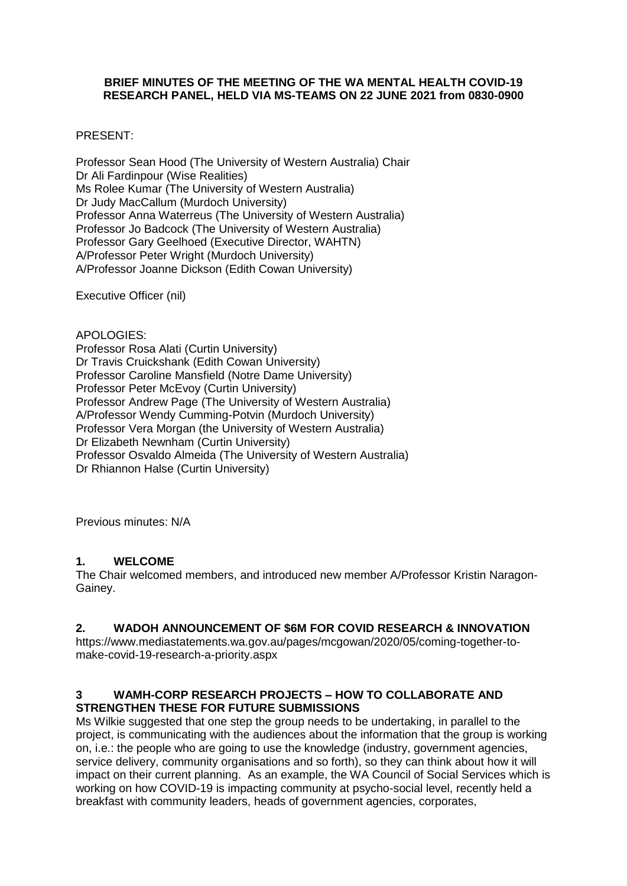**BRIEF MINUTES OF THE MEETING OF THE WA MENTAL HEALTH COVID-19 RESEARCH PANEL, HELD VIA MS-TEAMS ON 22 JUNE 2021 from 0830-0900**

PRESENT:

Professor Sean Hood (The University of Western Australia) Chair
Dr Ali Fardinpour (Wise Realities)
Ms Rolee Kumar (The University of Western Australia)
Dr Judy MacCallum (Murdoch University)
Professor Anna Waterreus (The University of Western Australia)
Professor Jo Badcock (The University of Western Australia)
Professor Gary Geelhoed (Executive Director, WAHTN)
A/Professor Peter Wright (Murdoch University)
A/Professor Joanne Dickson (Edith Cowan University)

Executive Officer (nil)

APOLOGIES:
Professor Rosa Alati (Curtin University)
Dr Travis Cruickshank (Edith Cowan University)
Professor Caroline Mansfield (Notre Dame University)
Professor Peter McEvoy (Curtin University)
Professor Andrew Page (The University of Western Australia)
A/Professor Wendy Cumming-Potvin (Murdoch University)
Professor Vera Morgan (the University of Western Australia)
Dr Elizabeth Newnham (Curtin University)
Professor Osvaldo Almeida (The University of Western Australia)
Dr Rhiannon Halse (Curtin University)

Previous minutes: N/A

## 1. WELCOME

The Chair welcomed members, and introduced new member A/Professor Kristin Naragon-Gainey.

## 2. WADOH ANNOUNCEMENT OF $6M FOR COVID RESEARCH & INNOVATION

https://www.mediastatements.wa.gov.au/pages/mcgowan/2020/05/coming-together-to-make-covid-19-research-a-priority.aspx

## 3 WAMH-CORP RESEARCH PROJECTS – HOW TO COLLABORATE AND STRENGTHEN THESE FOR FUTURE SUBMISSIONS

Ms Wilkie suggested that one step the group needs to be undertaking, in parallel to the project, is communicating with the audiences about the information that the group is working on, i.e.: the people who are going to use the knowledge (industry, government agencies, service delivery, community organisations and so forth), so they can think about how it will impact on their current planning. As an example, the WA Council of Social Services which is working on how COVID-19 is impacting community at psycho-social level, recently held a breakfast with community leaders, heads of government agencies, corporates,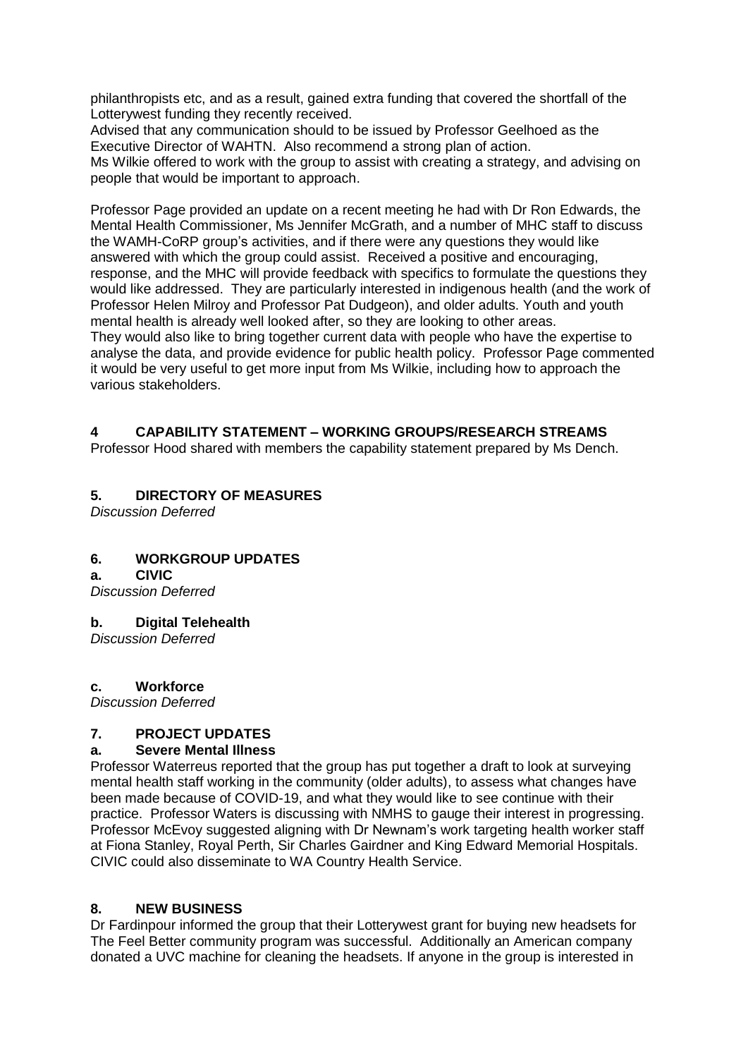philanthropists etc, and as a result, gained extra funding that covered the shortfall of the Lotterywest funding they recently received.

Advised that any communication should to be issued by Professor Geelhoed as the Executive Director of WAHTN. Also recommend a strong plan of action.

Ms Wilkie offered to work with the group to assist with creating a strategy, and advising on people that would be important to approach.

Professor Page provided an update on a recent meeting he had with Dr Ron Edwards, the Mental Health Commissioner, Ms Jennifer McGrath, and a number of MHC staff to discuss the WAMH-CoRP group's activities, and if there were any questions they would like answered with which the group could assist. Received a positive and encouraging, response, and the MHC will provide feedback with specifics to formulate the questions they would like addressed. They are particularly interested in indigenous health (and the work of Professor Helen Milroy and Professor Pat Dudgeon), and older adults. Youth and youth mental health is already well looked after, so they are looking to other areas.

They would also like to bring together current data with people who have the expertise to analyse the data, and provide evidence for public health policy. Professor Page commented it would be very useful to get more input from Ms Wilkie, including how to approach the various stakeholders.

## 4 CAPABILITY STATEMENT – WORKING GROUPS/RESEARCH STREAMS

Professor Hood shared with members the capability statement prepared by Ms Dench.

## 5. DIRECTORY OF MEASURES

*Discussion Deferred*

## 6. WORKGROUP UPDATES

### a. CIVIC

*Discussion Deferred*

### b. Digital Telehealth

*Discussion Deferred*

### c. Workforce

*Discussion Deferred*

## 7. PROJECT UPDATES

### a. Severe Mental Illness

Professor Waterreus reported that the group has put together a draft to look at surveying mental health staff working in the community (older adults), to assess what changes have been made because of COVID-19, and what they would like to see continue with their practice. Professor Waters is discussing with NMHS to gauge their interest in progressing. Professor McEvoy suggested aligning with Dr Newnam's work targeting health worker staff at Fiona Stanley, Royal Perth, Sir Charles Gairdner and King Edward Memorial Hospitals. CIVIC could also disseminate to WA Country Health Service.

## 8. NEW BUSINESS

Dr Fardinpour informed the group that their Lotterywest grant for buying new headsets for The Feel Better community program was successful. Additionally an American company donated a UVC machine for cleaning the headsets. If anyone in the group is interested in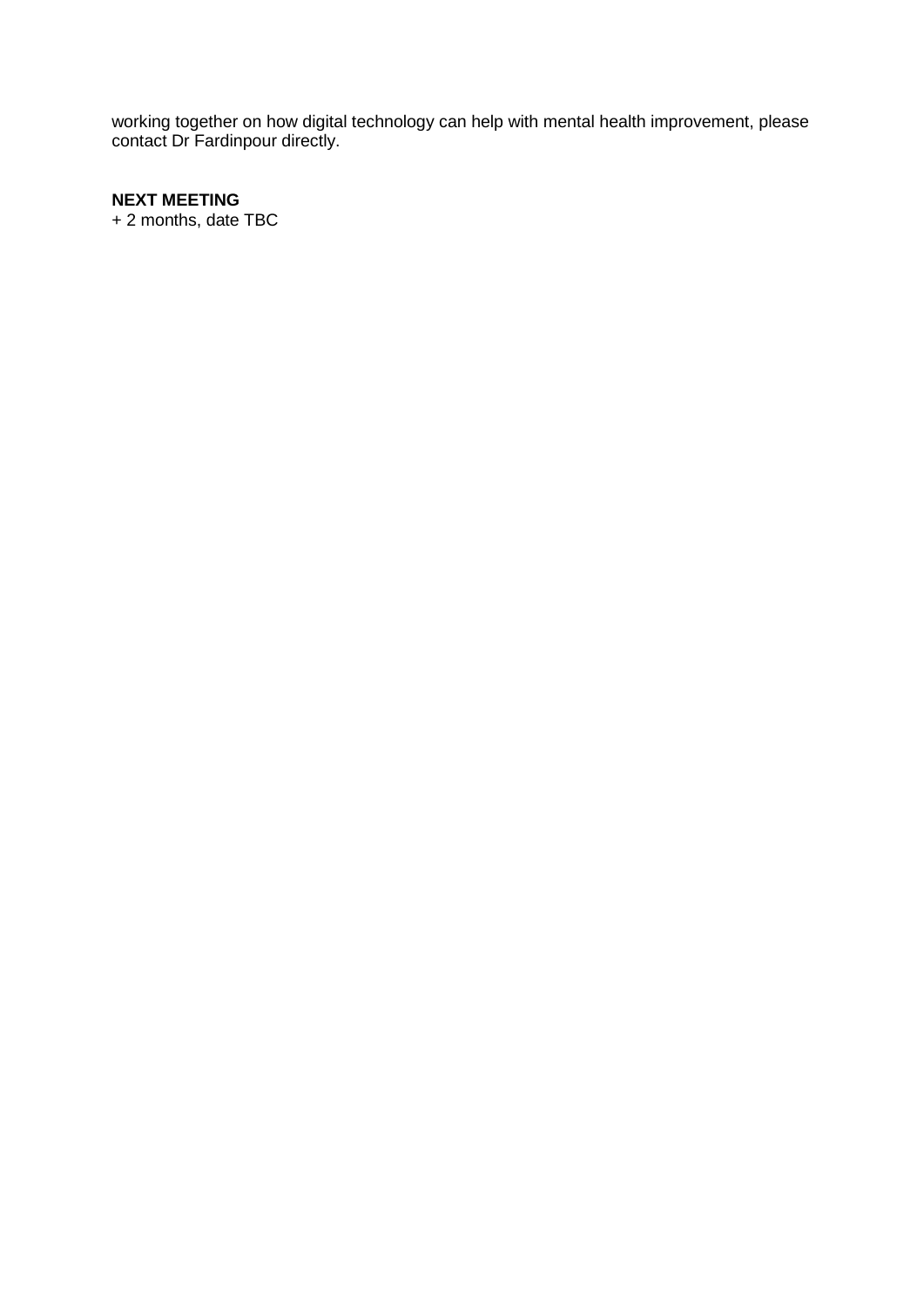working together on how digital technology can help with mental health improvement, please contact Dr Fardinpour directly.

**NEXT MEETING**

+ 2 months, date TBC